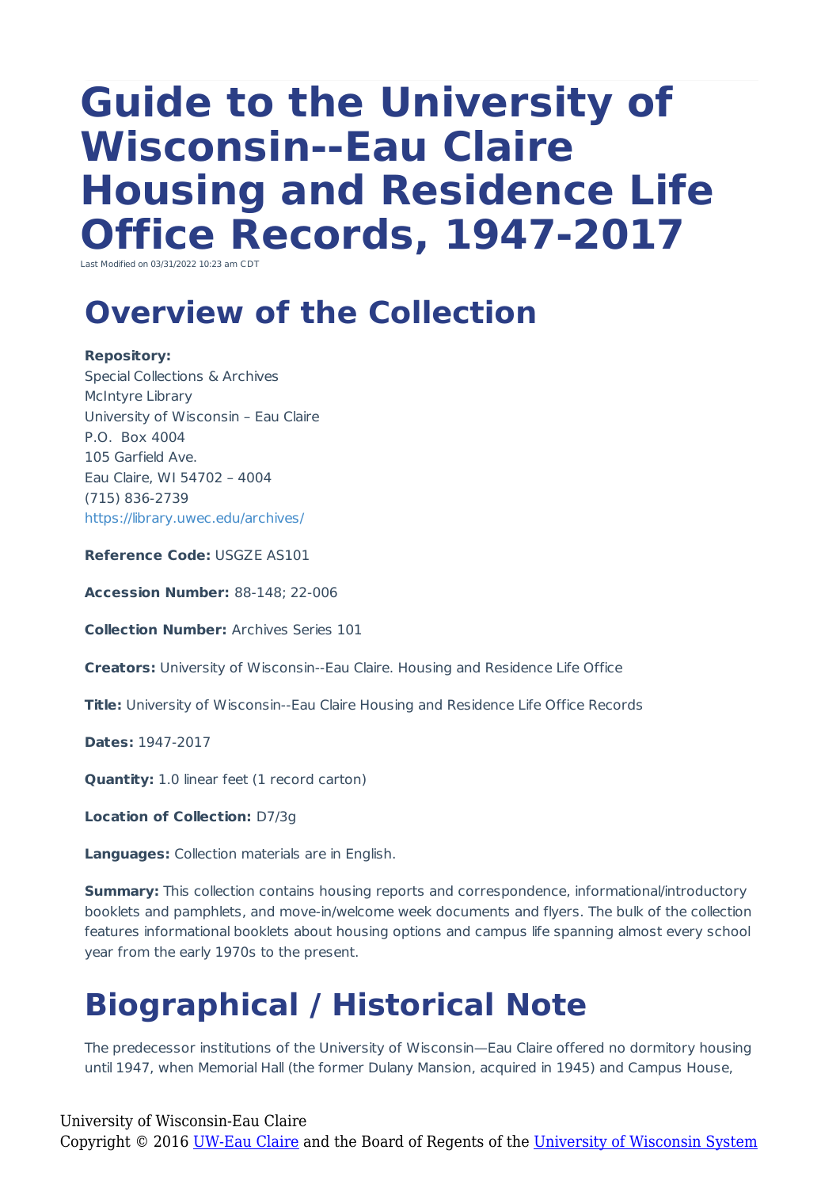# Guide to the University of Wisconsin--Eau Claire Housing and Residence Life Office Records, 1947-2017

Last Modified on 03/31/2022 10:23 am CDT

## Overview of the Collection

**Repository:**
Special Collections & Archives
McIntyre Library
University of Wisconsin – Eau Claire
P.O. Box 4004
105 Garfield Ave.
Eau Claire, WI 54702 – 4004
(715) 836-2739
https://library.uwec.edu/archives/

**Reference Code:** USGZE AS101

**Accession Number:** 88-148; 22-006

**Collection Number:** Archives Series 101

**Creators:** University of Wisconsin--Eau Claire. Housing and Residence Life Office

**Title:** University of Wisconsin--Eau Claire Housing and Residence Life Office Records

**Dates:** 1947-2017

**Quantity:** 1.0 linear feet (1 record carton)

**Location of Collection:** D7/3g

**Languages:** Collection materials are in English.

**Summary:** This collection contains housing reports and correspondence, informational/introductory booklets and pamphlets, and move-in/welcome week documents and flyers. The bulk of the collection features informational booklets about housing options and campus life spanning almost every school year from the early 1970s to the present.

## Biographical / Historical Note

The predecessor institutions of the University of Wisconsin—Eau Claire offered no dormitory housing until 1947, when Memorial Hall (the former Dulany Mansion, acquired in 1945) and Campus House,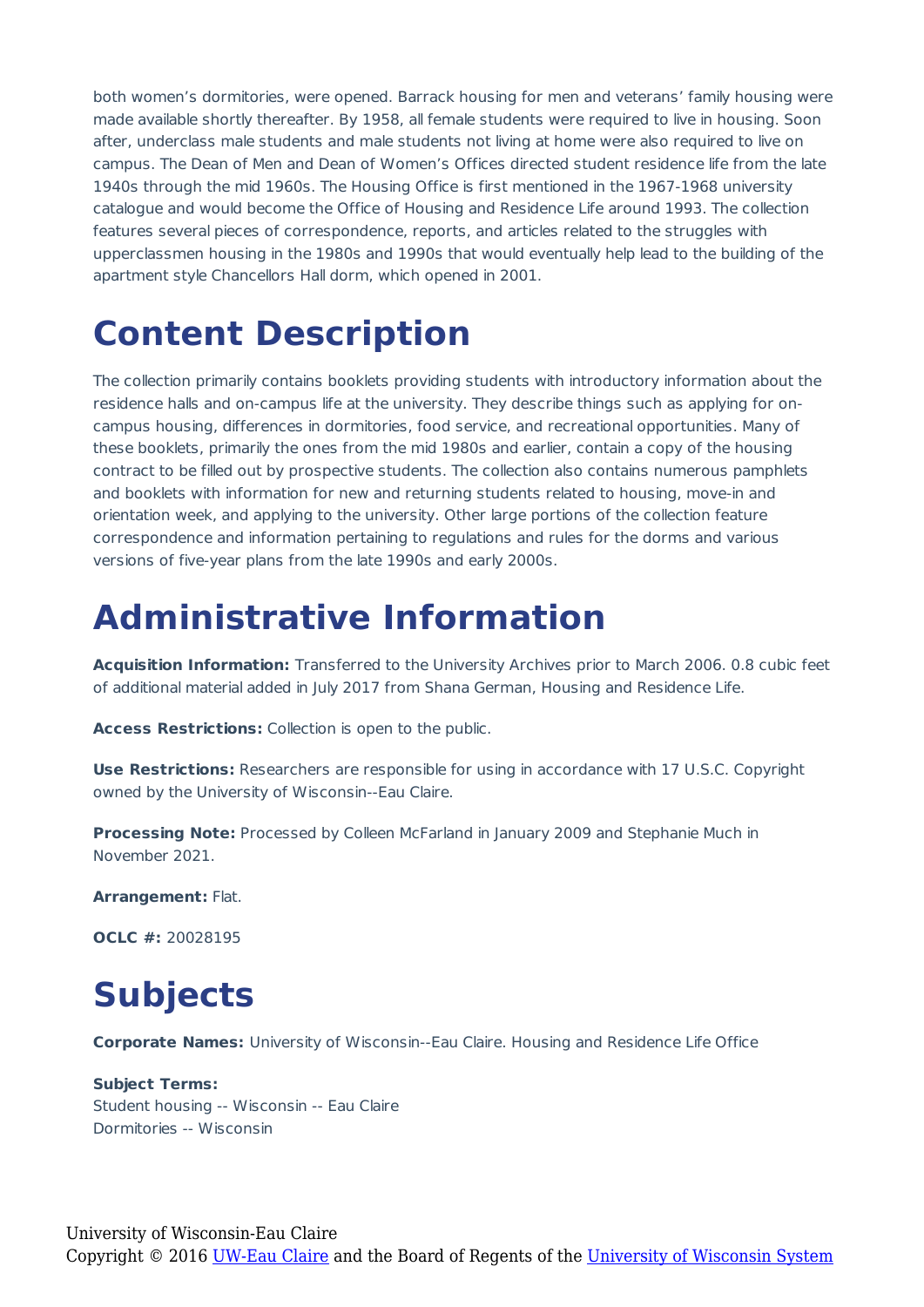both women's dormitories, were opened. Barrack housing for men and veterans' family housing were made available shortly thereafter. By 1958, all female students were required to live in housing. Soon after, underclass male students and male students not living at home were also required to live on campus. The Dean of Men and Dean of Women's Offices directed student residence life from the late 1940s through the mid 1960s. The Housing Office is first mentioned in the 1967-1968 university catalogue and would become the Office of Housing and Residence Life around 1993. The collection features several pieces of correspondence, reports, and articles related to the struggles with upperclassmen housing in the 1980s and 1990s that would eventually help lead to the building of the apartment style Chancellors Hall dorm, which opened in 2001.

# Content Description

The collection primarily contains booklets providing students with introductory information about the residence halls and on-campus life at the university. They describe things such as applying for on-campus housing, differences in dormitories, food service, and recreational opportunities. Many of these booklets, primarily the ones from the mid 1980s and earlier, contain a copy of the housing contract to be filled out by prospective students. The collection also contains numerous pamphlets and booklets with information for new and returning students related to housing, move-in and orientation week, and applying to the university. Other large portions of the collection feature correspondence and information pertaining to regulations and rules for the dorms and various versions of five-year plans from the late 1990s and early 2000s.

# Administrative Information

**Acquisition Information:** Transferred to the University Archives prior to March 2006. 0.8 cubic feet of additional material added in July 2017 from Shana German, Housing and Residence Life.

**Access Restrictions:** Collection is open to the public.

**Use Restrictions:** Researchers are responsible for using in accordance with 17 U.S.C. Copyright owned by the University of Wisconsin--Eau Claire.

**Processing Note:** Processed by Colleen McFarland in January 2009 and Stephanie Much in November 2021.

**Arrangement:** Flat.

**OCLC #:** 20028195

# Subjects

**Corporate Names:** University of Wisconsin--Eau Claire. Housing and Residence Life Office

**Subject Terms:**
Student housing -- Wisconsin -- Eau Claire
Dormitories -- Wisconsin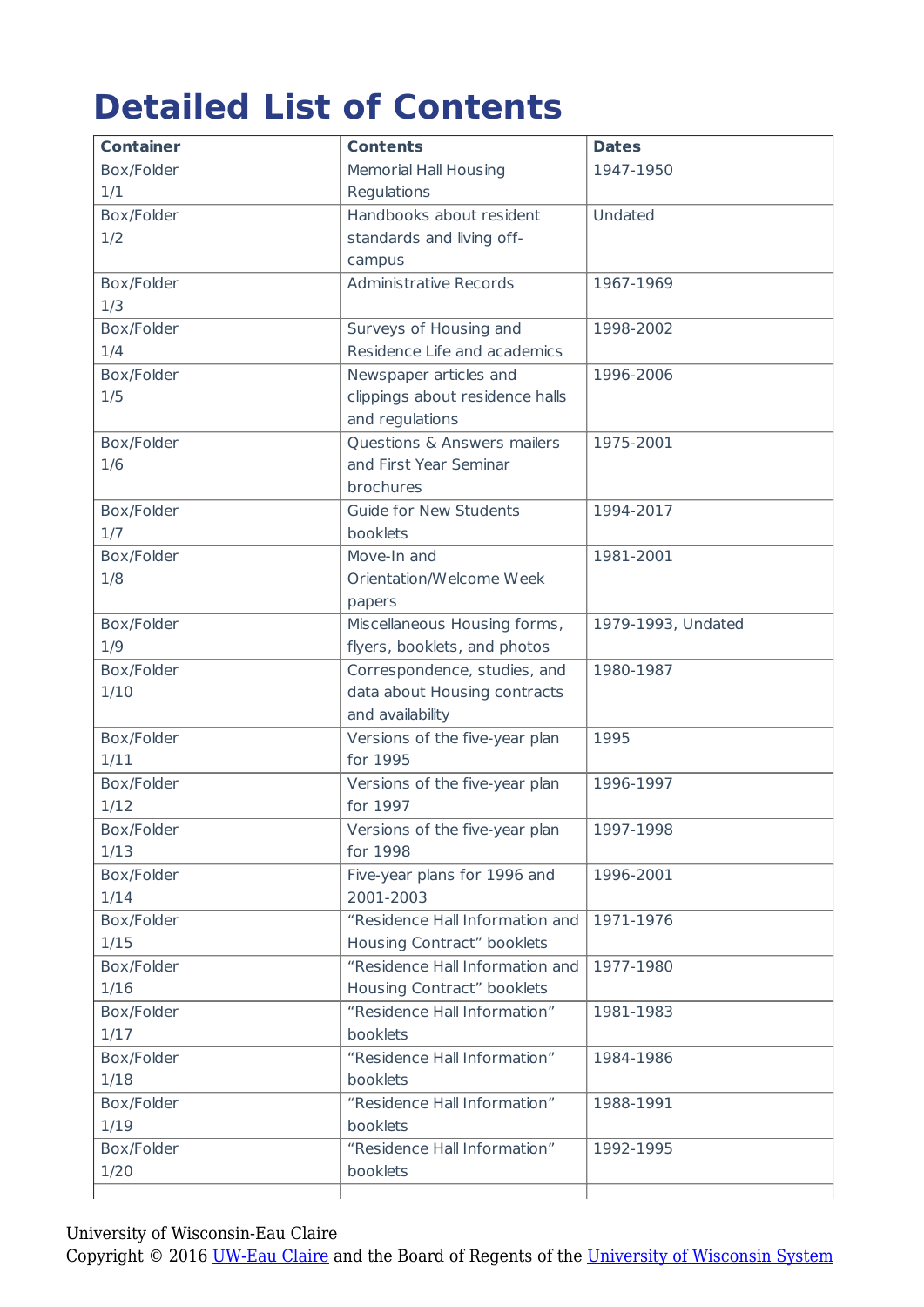# Detailed List of Contents

| Container | Contents | Dates |
|---|---|---|
| Box/Folder 1/1 | Memorial Hall Housing Regulations | 1947-1950 |
| Box/Folder 1/2 | Handbooks about resident standards and living off-campus | Undated |
| Box/Folder 1/3 | Administrative Records | 1967-1969 |
| Box/Folder 1/4 | Surveys of Housing and Residence Life and academics | 1998-2002 |
| Box/Folder 1/5 | Newspaper articles and clippings about residence halls and regulations | 1996-2006 |
| Box/Folder 1/6 | Questions & Answers mailers and First Year Seminar brochures | 1975-2001 |
| Box/Folder 1/7 | Guide for New Students booklets | 1994-2017 |
| Box/Folder 1/8 | Move-In and Orientation/Welcome Week papers | 1981-2001 |
| Box/Folder 1/9 | Miscellaneous Housing forms, flyers, booklets, and photos | 1979-1993, Undated |
| Box/Folder 1/10 | Correspondence, studies, and data about Housing contracts and availability | 1980-1987 |
| Box/Folder 1/11 | Versions of the five-year plan for 1995 | 1995 |
| Box/Folder 1/12 | Versions of the five-year plan for 1997 | 1996-1997 |
| Box/Folder 1/13 | Versions of the five-year plan for 1998 | 1997-1998 |
| Box/Folder 1/14 | Five-year plans for 1996 and 2001-2003 | 1996-2001 |
| Box/Folder 1/15 | "Residence Hall Information and Housing Contract" booklets | 1971-1976 |
| Box/Folder 1/16 | "Residence Hall Information and Housing Contract" booklets | 1977-1980 |
| Box/Folder 1/17 | "Residence Hall Information" booklets | 1981-1983 |
| Box/Folder 1/18 | "Residence Hall Information" booklets | 1984-1986 |
| Box/Folder 1/19 | "Residence Hall Information" booklets | 1988-1991 |
| Box/Folder 1/20 | "Residence Hall Information" booklets | 1992-1995 |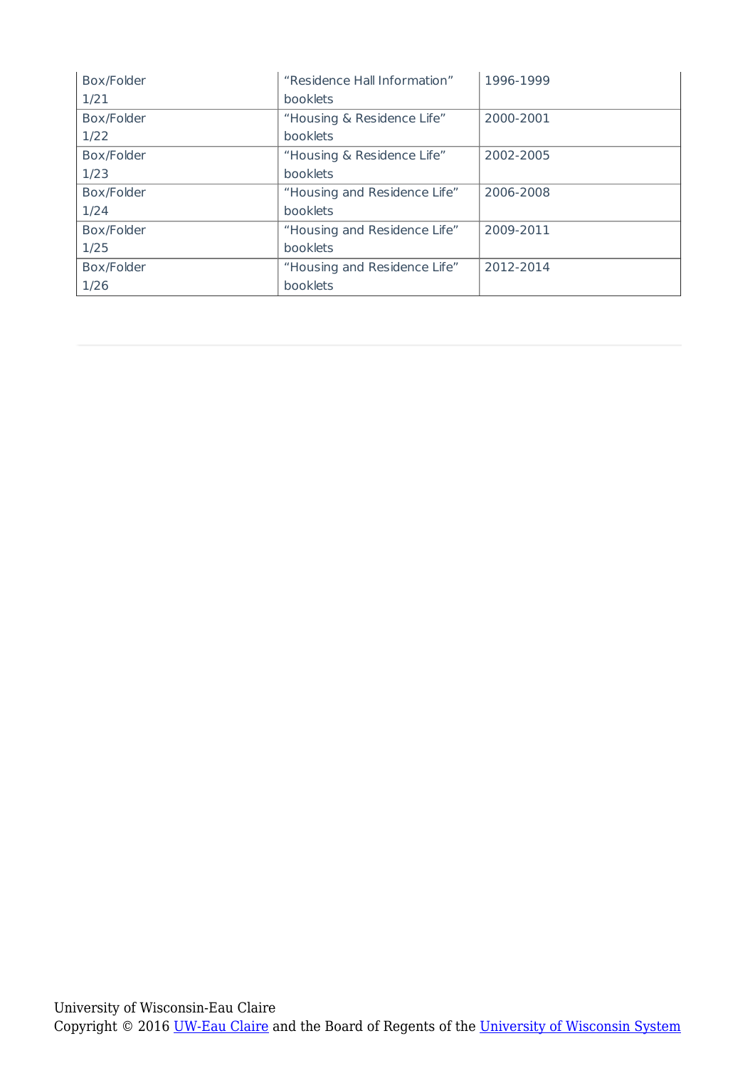| | | |
|---|---|---|
| Box/Folder 1/21 | "Residence Hall Information" booklets | 1996-1999 |
| Box/Folder 1/22 | "Housing & Residence Life" booklets | 2000-2001 |
| Box/Folder 1/23 | "Housing & Residence Life" booklets | 2002-2005 |
| Box/Folder 1/24 | "Housing and Residence Life" booklets | 2006-2008 |
| Box/Folder 1/25 | "Housing and Residence Life" booklets | 2009-2011 |
| Box/Folder 1/26 | "Housing and Residence Life" booklets | 2012-2014 |

---

University of Wisconsin-Eau Claire
Copyright © 2016 UW-Eau Claire and the Board of Regents of the University of Wisconsin System